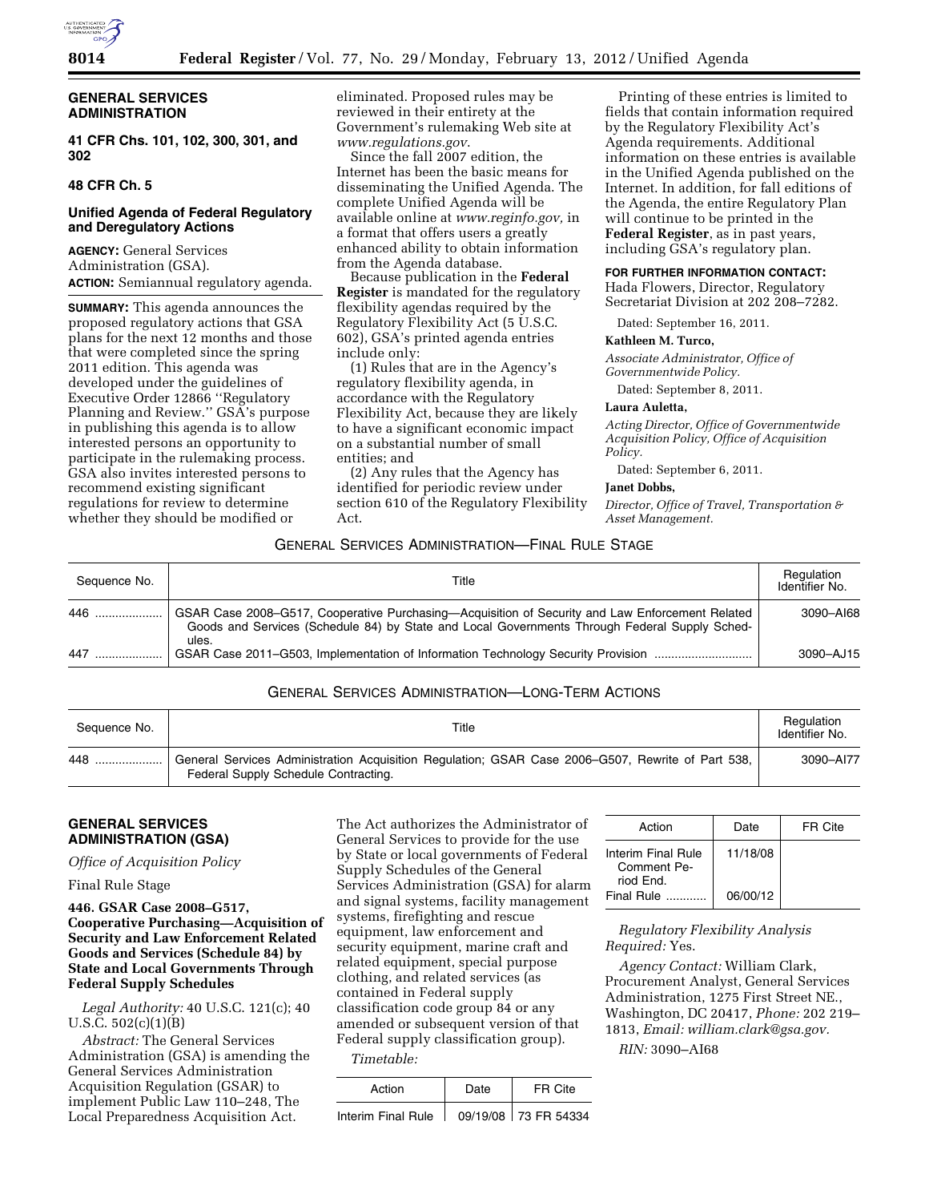## GENERAL SERVICES ADMINISTRATION

### 41 CFR Chs. 101, 102, 300, 301, and 302

### 48 CFR Ch. 5

### Unified Agenda of Federal Regulatory and Deregulatory Actions

**AGENCY:** General Services Administration (GSA).

**ACTION:** Semiannual regulatory agenda.

**SUMMARY:** This agenda announces the proposed regulatory actions that GSA plans for the next 12 months and those that were completed since the spring 2011 edition. This agenda was developed under the guidelines of Executive Order 12866 ''Regulatory Planning and Review.'' GSA's purpose in publishing this agenda is to allow interested persons an opportunity to participate in the rulemaking process. GSA also invites interested persons to recommend existing significant regulations for review to determine whether they should be modified or eliminated. Proposed rules may be reviewed in their entirety at the Government's rulemaking Web site at *www.regulations.gov*.

Since the fall 2007 edition, the Internet has been the basic means for disseminating the Unified Agenda. The complete Unified Agenda will be available online at *www.reginfo.gov,* in a format that offers users a greatly enhanced ability to obtain information from the Agenda database.

Because publication in the **Federal Register** is mandated for the regulatory flexibility agendas required by the Regulatory Flexibility Act (5 U.S.C. 602), GSA's printed agenda entries include only:

(1) Rules that are in the Agency's regulatory flexibility agenda, in accordance with the Regulatory Flexibility Act, because they are likely to have a significant economic impact on a substantial number of small entities; and

(2) Any rules that the Agency has identified for periodic review under section 610 of the Regulatory Flexibility Act.

Printing of these entries is limited to fields that contain information required by the Regulatory Flexibility Act's Agenda requirements. Additional information on these entries is available in the Unified Agenda published on the Internet. In addition, for fall editions of the Agenda, the entire Regulatory Plan will continue to be printed in the **Federal Register**, as in past years, including GSA's regulatory plan.

**FOR FURTHER INFORMATION CONTACT:** Hada Flowers, Director, Regulatory Secretariat Division at 202 208–7282.

Dated: September 16, 2011.

**Kathleen M. Turco,**

*Associate Administrator, Office of Governmentwide Policy.*

Dated: September 8, 2011.

**Laura Auletta,**

*Acting Director, Office of Governmentwide Acquisition Policy, Office of Acquisition Policy.*

Dated: September 6, 2011.

**Janet Dobbs,**

*Director, Office of Travel, Transportation & Asset Management.*

GENERAL SERVICES ADMINISTRATION—FINAL RULE STAGE

| Sequence No. | Title | Regulation Identifier No. |
|---|---|---|
| 446 .................... | GSAR Case 2008–G517, Cooperative Purchasing—Acquisition of Security and Law Enforcement Related Goods and Services (Schedule 84) by State and Local Governments Through Federal Supply Schedules. | 3090–AI68 |
| 447 .................... | GSAR Case 2011–G503, Implementation of Information Technology Security Provision ............................ | 3090–AJ15 |

GENERAL SERVICES ADMINISTRATION—LONG-TERM ACTIONS

| Sequence No. | Title | Regulation Identifier No. |
|---|---|---|
| 448 .................... | General Services Administration Acquisition Regulation; GSAR Case 2006–G507, Rewrite of Part 538, Federal Supply Schedule Contracting. | 3090–AI77 |

## GENERAL SERVICES ADMINISTRATION (GSA)

*Office of Acquisition Policy*

Final Rule Stage

**446. GSAR Case 2008–G517, Cooperative Purchasing—Acquisition of Security and Law Enforcement Related Goods and Services (Schedule 84) by State and Local Governments Through Federal Supply Schedules**

*Legal Authority:* 40 U.S.C. 121(c); 40 U.S.C. 502(c)(1)(B)

*Abstract:* The General Services Administration (GSA) is amending the General Services Administration Acquisition Regulation (GSAR) to implement Public Law 110–248, The Local Preparedness Acquisition Act. The Act authorizes the Administrator of General Services to provide for the use by State or local governments of Federal Supply Schedules of the General Services Administration (GSA) for alarm and signal systems, facility management systems, firefighting and rescue equipment, law enforcement and security equipment, marine craft and related equipment, special purpose clothing, and related services (as contained in Federal supply classification code group 84 or any amended or subsequent version of that Federal supply classification group).

*Timetable:*

| Action | Date | FR Cite |
|---|---|---|
| Interim Final Rule | 09/19/08 | 73 FR 54334 |
| Interim Final Rule Comment Period End. | 11/18/08 | |
| Final Rule ............ | 06/00/12 | |

*Regulatory Flexibility Analysis Required:* Yes.

*Agency Contact:* William Clark, Procurement Analyst, General Services Administration, 1275 First Street NE., Washington, DC 20417, *Phone:* 202 219–1813, *Email: william.clark@gsa.gov.*

*RIN:* 3090–AI68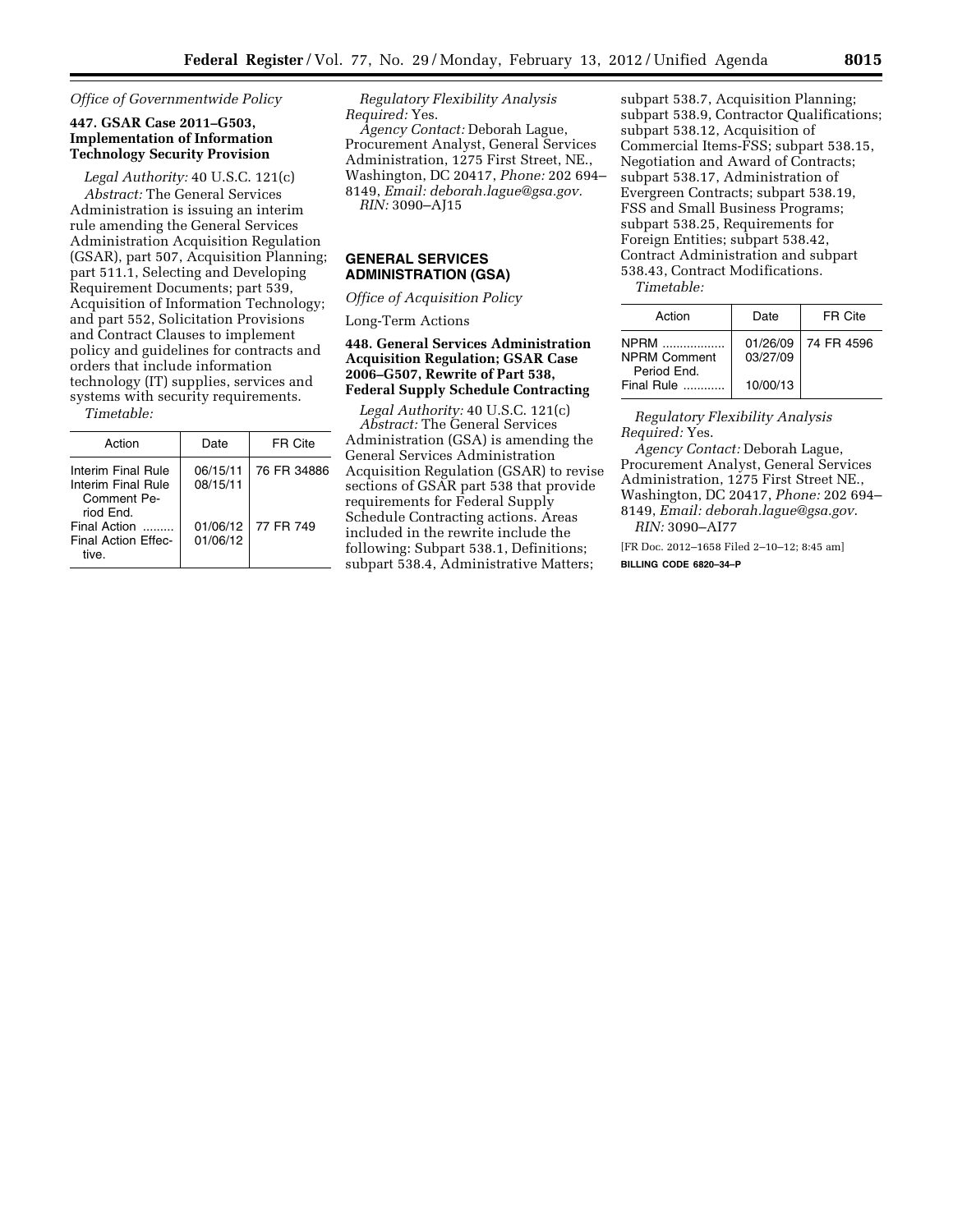*Office of Governmentwide Policy*

**447. GSAR Case 2011–G503, Implementation of Information Technology Security Provision**

*Legal Authority:* 40 U.S.C. 121(c)

*Abstract:* The General Services Administration is issuing an interim rule amending the General Services Administration Acquisition Regulation (GSAR), part 507, Acquisition Planning; part 511.1, Selecting and Developing Requirement Documents; part 539, Acquisition of Information Technology; and part 552, Solicitation Provisions and Contract Clauses to implement policy and guidelines for contracts and orders that include information technology (IT) supplies, services and systems with security requirements.

*Timetable:*

| Action | Date | FR Cite |
|---|---|---|
| Interim Final Rule | 06/15/11 | 76 FR 34886 |
| Interim Final Rule Comment Period End. | 08/15/11 | |
| Final Action ......... | 01/06/12 | 77 FR 749 |
| Final Action Effective. | 01/06/12 | |

*Regulatory Flexibility Analysis Required:* Yes.

*Agency Contact:* Deborah Lague, Procurement Analyst, General Services Administration, 1275 First Street, NE., Washington, DC 20417, *Phone:* 202 694–8149, *Email: deborah.lague@gsa.gov.*

*RIN:* 3090–AJ15

## GENERAL SERVICES ADMINISTRATION (GSA)

*Office of Acquisition Policy*

Long-Term Actions

**448. General Services Administration Acquisition Regulation; GSAR Case 2006–G507, Rewrite of Part 538, Federal Supply Schedule Contracting**

*Legal Authority:* 40 U.S.C. 121(c)

*Abstract:* The General Services Administration (GSA) is amending the General Services Administration Acquisition Regulation (GSAR) to revise sections of GSAR part 538 that provide requirements for Federal Supply Schedule Contracting actions. Areas included in the rewrite include the following: Subpart 538.1, Definitions; subpart 538.4, Administrative Matters; subpart 538.7, Acquisition Planning; subpart 538.9, Contractor Qualifications; subpart 538.12, Acquisition of Commercial Items-FSS; subpart 538.15, Negotiation and Award of Contracts; subpart 538.17, Administration of Evergreen Contracts; subpart 538.19, FSS and Small Business Programs; subpart 538.25, Requirements for Foreign Entities; subpart 538.42, Contract Administration and subpart 538.43, Contract Modifications.

*Timetable:*

| Action | Date | FR Cite |
|---|---|---|
| NPRM .................. | 01/26/09 | 74 FR 4596 |
| NPRM Comment Period End. | 03/27/09 | |
| Final Rule ............ | 10/00/13 | |

*Regulatory Flexibility Analysis Required:* Yes.

*Agency Contact:* Deborah Lague, Procurement Analyst, General Services Administration, 1275 First Street NE., Washington, DC 20417, *Phone:* 202 694–8149, *Email: deborah.lague@gsa.gov*.

*RIN:* 3090–AI77

[FR Doc. 2012–1658 Filed 2–10–12; 8:45 am]

**BILLING CODE 6820–34–P**